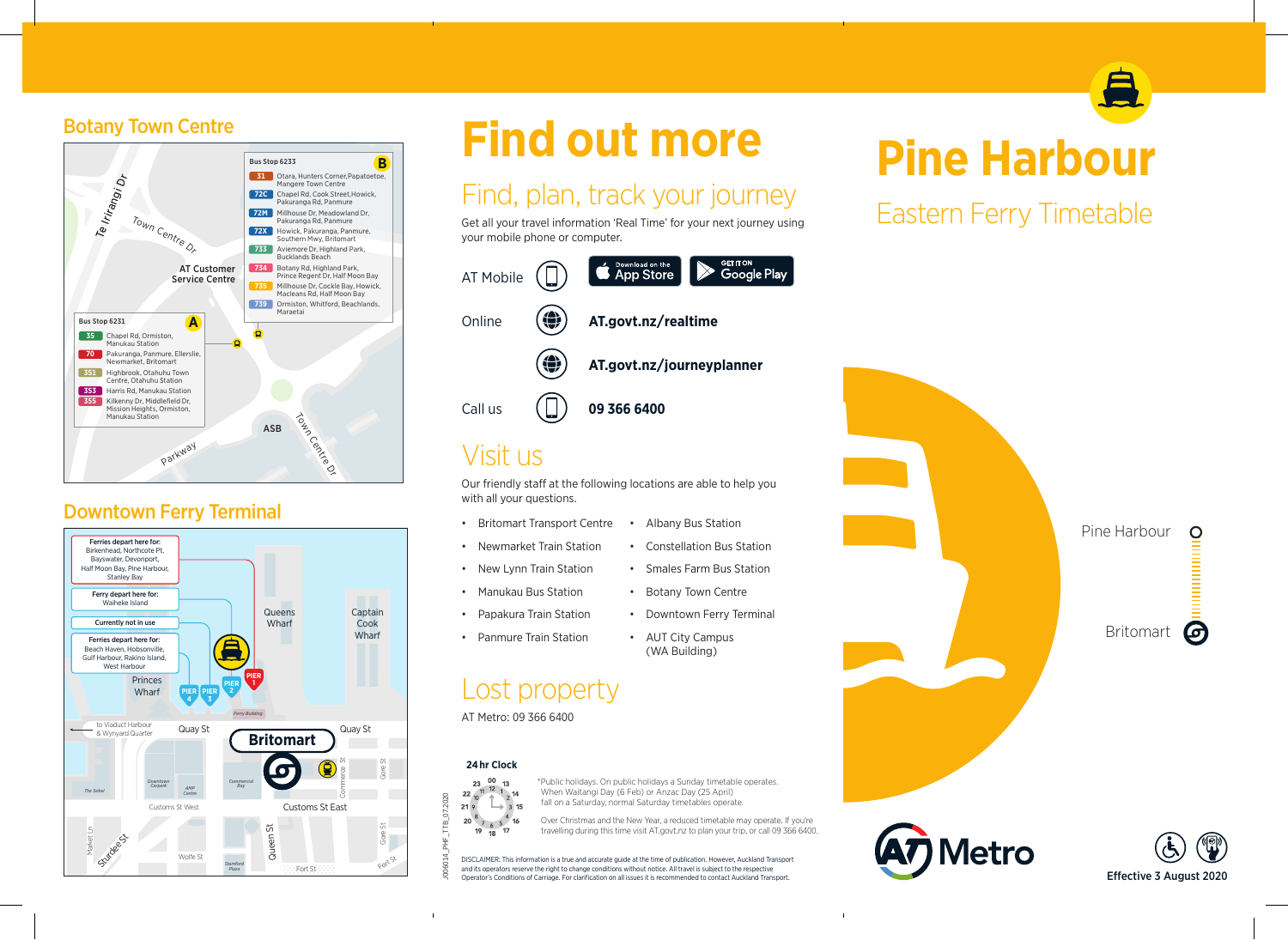## Botany Town Centre

**Bus Stop 6233** (B)

| Route | Destinations |
|---|---|
| 31 | Otara, Hunters Corner, Papatoetoe, Mangere Town Centre |
| 72C | Chapel Rd, Cook Street, Howick, Pakuranga Rd, Panmure |
| 72M | Millhouse Dr, Meadowland Dr, Pakuranga Rd, Panmure |
| 72X | Howick, Pakuranga, Panmure, Southern Mwy, Britomart |
| 733 | Aviemore Dr, Highland Park, Bucklands Beach |
| 734 | Botany Rd, Highland Park, Prince Regent Dr, Half Moon Bay |
| 735 | Millhouse Dr, Cockle Bay, Howick, Macleans Rd, Half Moon Bay |
| 739 | Ormiston, Whitford, Beachlands, Maraetai |

**Bus Stop 6231** (A)

| Route | Destinations |
|---|---|
| 35 | Chapel Rd, Ormiston, Manukau Station |
| 70 | Pakuranga, Panmure, Ellerslie, Newmarket, Britomart |
| 351 | Highbrook, Otahuhu Town Centre, Otahuhu Station |
| 353 | Harris Rd, Manukau Station |
| 355 | Kilkenny Dr, Middlefield Dr, Mission Heights, Ormiston, Manukau Station |

Te Irirangi Dr · Town Centre Dr · AT Customer Service Centre · ASB · Parkway

## Downtown Ferry Terminal

- Ferries depart here for: Birkenhead, Northcote Pt, Bayswater, Devonport, Half Moon Bay, Pine Harbour, Stanley Bay
- Ferry depart here for: Waiheke Island
- Currently not in use
- Ferries depart here for: Beach Haven, Hobsonville, Gulf Harbour, Rakino Island, West Harbour

Princes Wharf · Queens Wharf · Captain Cook Wharf · Pier 1 · Pier 2 · Pier 3 · Pier 4 · Ferry Building · Quay St · Britomart · Customs St West · Customs St East · Commerce St · Gore St · Queen St · Wolfe St · Fort St · Sturdee St · Market Ln · to Viaduct Harbour & Wynyard Quarter

# Find out more

## Find, plan, track your journey

Get all your travel information 'Real Time' for your next journey using your mobile phone or computer.

- AT Mobile — Download on the App Store / Get it on Google Play
- Online — **AT.govt.nz/realtime**
- **AT.govt.nz/journeyplanner**
- Call us — **09 366 6400**

## Visit us

Our friendly staff at the following locations are able to help you with all your questions.

- Britomart Transport Centre
- Newmarket Train Station
- New Lynn Train Station
- Manukau Bus Station
- Papakura Train Station
- Panmure Train Station
- Albany Bus Station
- Constellation Bus Station
- Smales Farm Bus Station
- Botany Town Centre
- Downtown Ferry Terminal
- AUT City Campus (WA Building)

## Lost property

AT Metro: 09 366 6400

**24 hr Clock**

*Public holidays. On public holidays a Sunday timetable operates. When Waitangi Day (6 Feb) or Anzac Day (25 April) fall on a Saturday, normal Saturday timetables operate.

Over Christmas and the New Year, a reduced timetable may operate. If you're travelling during this time visit AT.govt.nz to plan your trip, or call 09 366 6400.

DISCLAIMER: This information is a true and accurate guide at the time of publication. However, Auckland Transport and its operators reserve the right to change conditions without notice. All travel is subject to the respective Operator's Conditions of Carriage. For clarification on all issues it is recommended to contact Auckland Transport.

J006014_PHF_TTB_07.2020

# Pine Harbour

## Eastern Ferry Timetable

Pine Harbour — Britomart

AT Metro

Effective 3 August 2020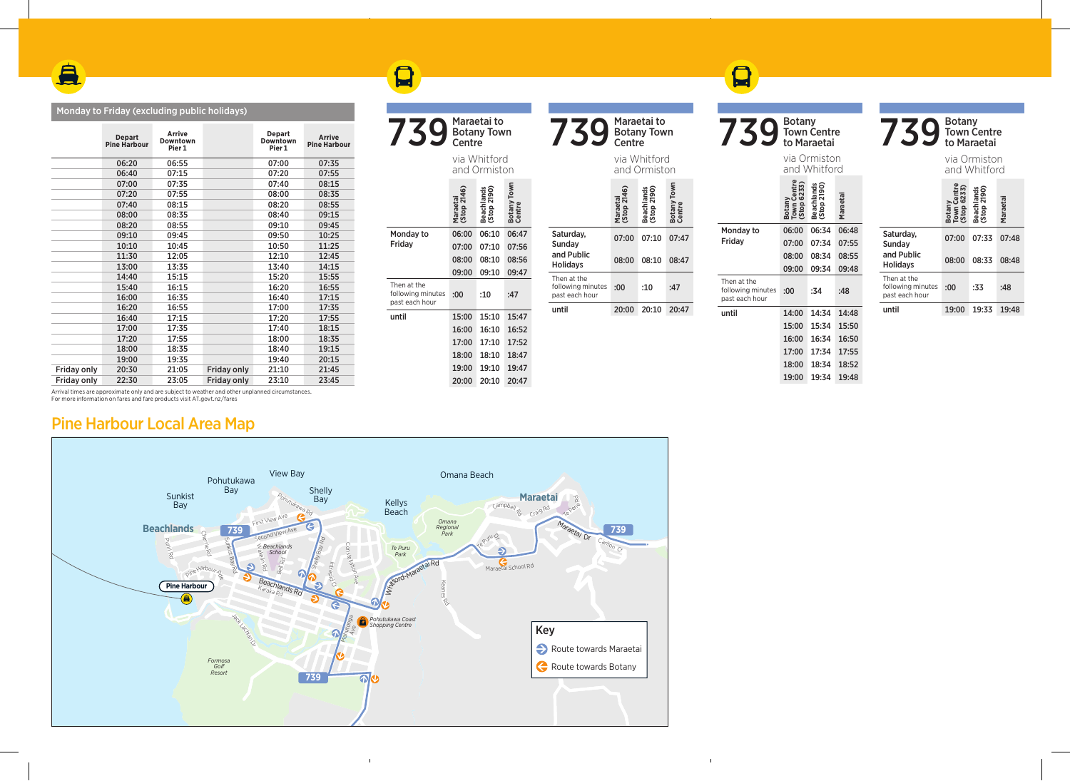## Monday to Friday (excluding public holidays)

| | Depart Pine Harbour | Arrive Downtown Pier 1 | | Depart Downtown Pier 1 | Arrive Pine Harbour |
|---|---|---|---|---|---|
| | 06:20 | 06:55 | | 07:00 | 07:35 |
| | 06:40 | 07:15 | | 07:20 | 07:55 |
| | 07:00 | 07:35 | | 07:40 | 08:15 |
| | 07:20 | 07:55 | | 08:00 | 08:35 |
| | 07:40 | 08:15 | | 08:20 | 08:55 |
| | 08:00 | 08:35 | | 08:40 | 09:15 |
| | 08:20 | 08:55 | | 09:10 | 09:45 |
| | 09:10 | 09:45 | | 09:50 | 10:25 |
| | 10:10 | 10:45 | | 10:50 | 11:25 |
| | 11:30 | 12:05 | | 12:10 | 12:45 |
| | 13:00 | 13:35 | | 13:40 | 14:15 |
| | 14:40 | 15:15 | | 15:20 | 15:55 |
| | 15:40 | 16:15 | | 16:20 | 16:55 |
| | 16:00 | 16:35 | | 16:40 | 17:15 |
| | 16:20 | 16:55 | | 17:00 | 17:35 |
| | 16:40 | 17:15 | | 17:20 | 17:55 |
| | 17:00 | 17:35 | | 17:40 | 18:15 |
| | 17:20 | 17:55 | | 18:00 | 18:35 |
| | 18:00 | 18:35 | | 18:40 | 19:15 |
| | 19:00 | 19:35 | | 19:40 | 20:15 |
| Friday only | 20:30 | 21:05 | Friday only | 21:10 | 21:45 |
| Friday only | 22:30 | 23:05 | Friday only | 23:10 | 23:45 |

Arrival times are approximate only and are subject to weather and other unplanned circumstances.
For more information on fares and fare products visit AT.govt.nz/fares

## 739 Maraetai to Botany Town Centre
via Whitford and Ormiston

| | Maraetai (Stop 2146) | Beachlands (Stop 2190) | Botany Town Centre |
|---|---|---|---|
| Monday to Friday | 06:00 | 06:10 | 06:47 |
| | 07:00 | 07:10 | 07:56 |
| | 08:00 | 08:10 | 08:56 |
| | 09:00 | 09:10 | 09:47 |
| Then at the following minutes past each hour | :00 | :10 | :47 |
| until | 15:00 | 15:10 | 15:47 |
| | 16:00 | 16:10 | 16:52 |
| | 17:00 | 17:10 | 17:52 |
| | 18:00 | 18:10 | 18:47 |
| | 19:00 | 19:10 | 19:47 |
| | 20:00 | 20:10 | 20:47 |

## 739 Maraetai to Botany Town Centre
via Whitford and Ormiston

| | Maraetai (Stop 2146) | Beachlands (Stop 2190) | Botany Town Centre |
|---|---|---|---|
| Saturday, Sunday and Public Holidays | 07:00 | 07:10 | 07:47 |
| | 08:00 | 08:10 | 08:47 |
| Then at the following minutes past each hour | :00 | :10 | :47 |
| until | 20:00 | 20:10 | 20:47 |

## 739 Botany Town Centre to Maraetai
via Ormiston and Whitford

| | Botany Town Centre (Stop 6233) | Beachlands (Stop 2190) | Maraetai |
|---|---|---|---|
| Monday to Friday | 06:00 | 06:34 | 06:48 |
| | 07:00 | 07:34 | 07:55 |
| | 08:00 | 08:34 | 08:55 |
| | 09:00 | 09:34 | 09:48 |
| Then at the following minutes past each hour | :00 | :34 | :48 |
| until | 14:00 | 14:34 | 14:48 |
| | 15:00 | 15:34 | 15:50 |
| | 16:00 | 16:34 | 16:50 |
| | 17:00 | 17:34 | 17:55 |
| | 18:00 | 18:34 | 18:52 |
| | 19:00 | 19:34 | 19:48 |

## 739 Botany Town Centre to Maraetai
via Ormiston and Whitford

| | Botany Town Centre (Stop 6233) | Beachlands (Stop 2190) | Maraetai |
|---|---|---|---|
| Saturday, Sunday and Public Holidays | 07:00 | 07:33 | 07:48 |
| | 08:00 | 08:33 | 08:48 |
| Then at the following minutes past each hour | :00 | :33 | :48 |
| until | 19:00 | 19:33 | 19:48 |

## Pine Harbour Local Area Map

Key
Route towards Maraetai
Route towards Botany